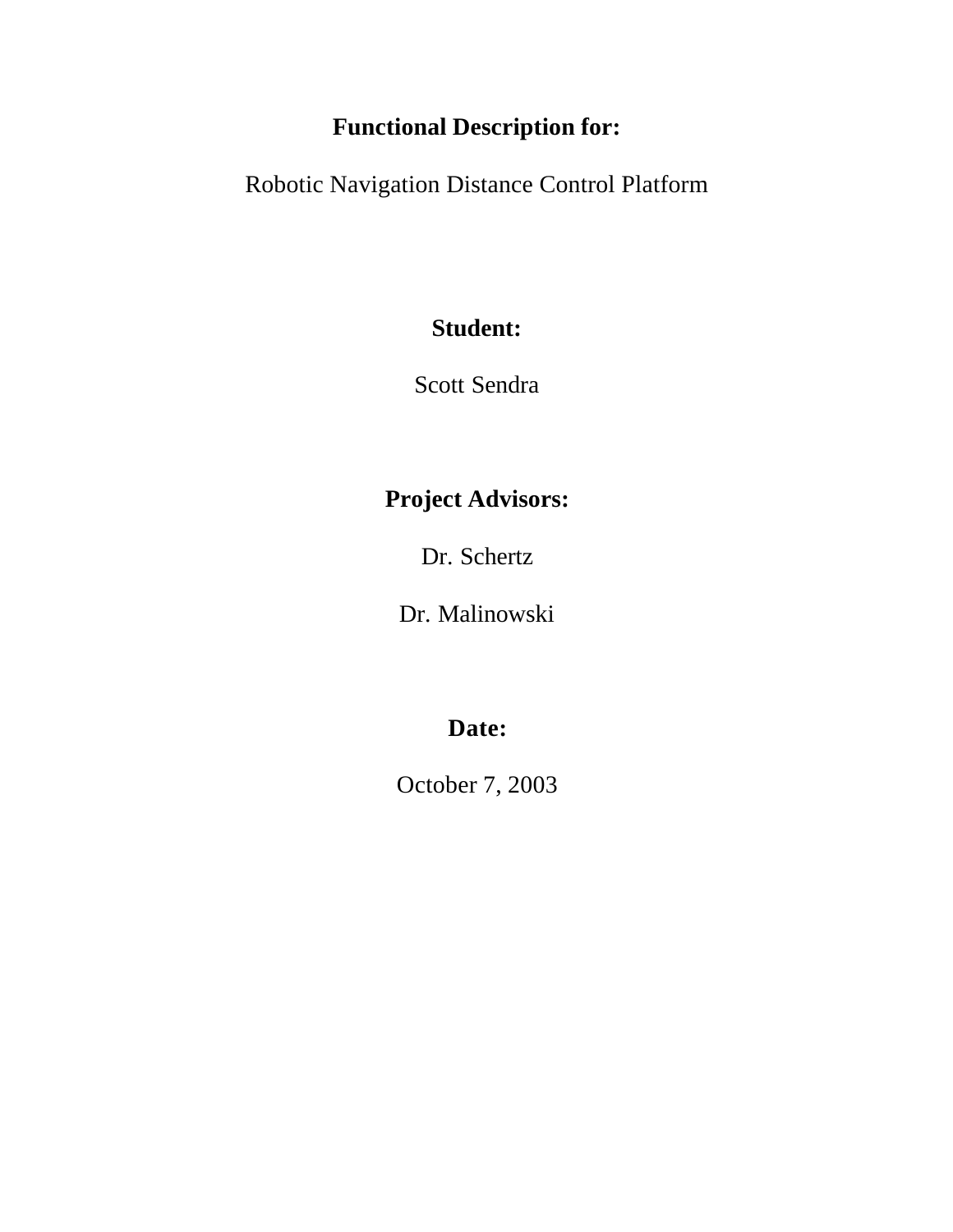**Functional Description for:**

Robotic Navigation Distance Control Platform

**Student:**

Scott Sendra

**Project Advisors:**

Dr. Schertz

Dr. Malinowski

**Date:**

October 7, 2003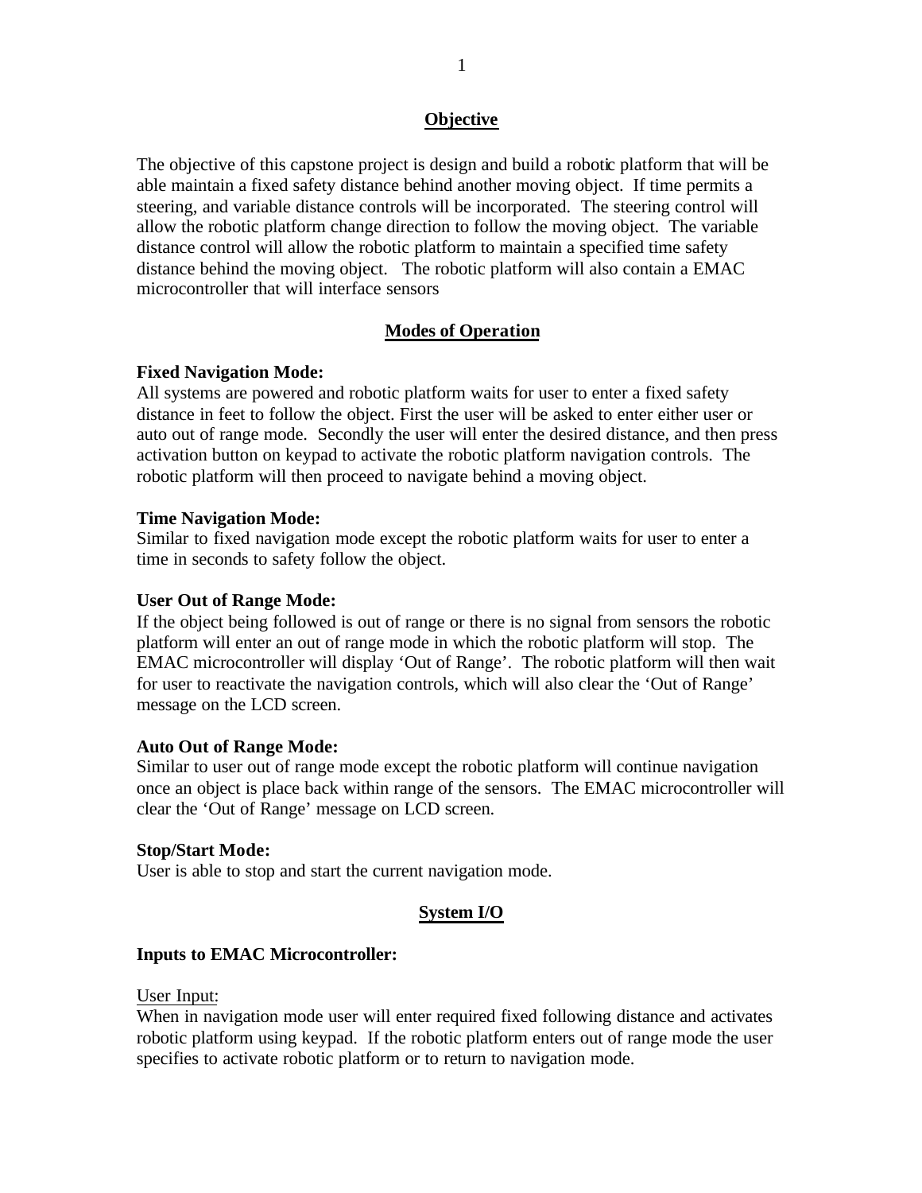## Objective

The objective of this capstone project is design and build a robotic platform that will be able maintain a fixed safety distance behind another moving object. If time permits a steering, and variable distance controls will be incorporated. The steering control will allow the robotic platform change direction to follow the moving object. The variable distance control will allow the robotic platform to maintain a specified time safety distance behind the moving object. The robotic platform will also contain a EMAC microcontroller that will interface sensors

## Modes of Operation

**Fixed Navigation Mode:**
All systems are powered and robotic platform waits for user to enter a fixed safety distance in feet to follow the object. First the user will be asked to enter either user or auto out of range mode. Secondly the user will enter the desired distance, and then press activation button on keypad to activate the robotic platform navigation controls. The robotic platform will then proceed to navigate behind a moving object.

**Time Navigation Mode:**
Similar to fixed navigation mode except the robotic platform waits for user to enter a time in seconds to safety follow the object.

**User Out of Range Mode:**
If the object being followed is out of range or there is no signal from sensors the robotic platform will enter an out of range mode in which the robotic platform will stop. The EMAC microcontroller will display 'Out of Range'. The robotic platform will then wait for user to reactivate the navigation controls, which will also clear the 'Out of Range' message on the LCD screen.

**Auto Out of Range Mode:**
Similar to user out of range mode except the robotic platform will continue navigation once an object is place back within range of the sensors. The EMAC microcontroller will clear the 'Out of Range' message on LCD screen.

**Stop/Start Mode:**
User is able to stop and start the current navigation mode.

## System I/O

**Inputs to EMAC Microcontroller:**

User Input:
When in navigation mode user will enter required fixed following distance and activates robotic platform using keypad. If the robotic platform enters out of range mode the user specifies to activate robotic platform or to return to navigation mode.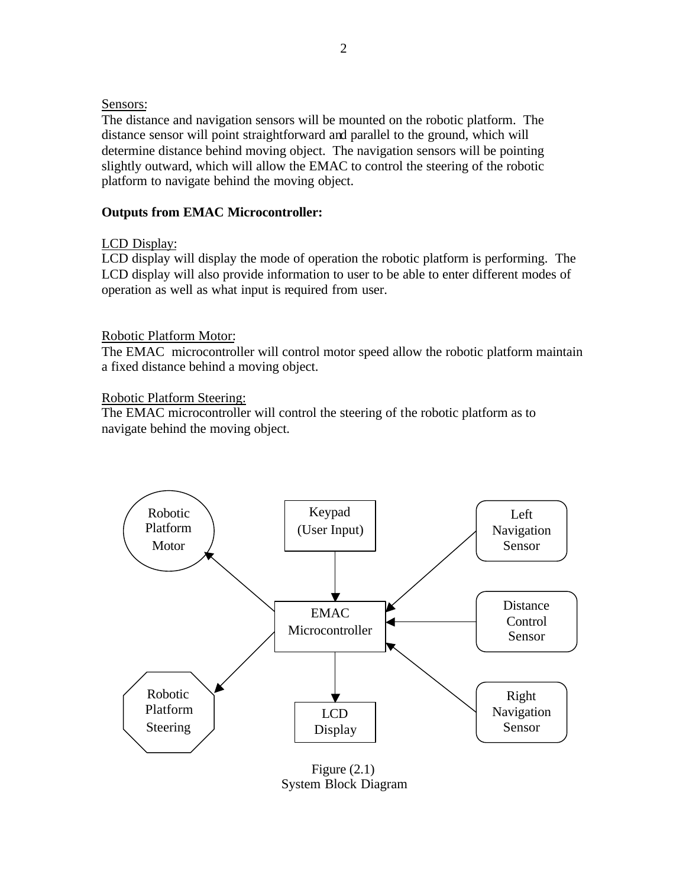Sensors:

The distance and navigation sensors will be mounted on the robotic platform. The distance sensor will point straightforward and parallel to the ground, which will determine distance behind moving object. The navigation sensors will be pointing slightly outward, which will allow the EMAC to control the steering of the robotic platform to navigate behind the moving object.

**Outputs from EMAC Microcontroller:**

LCD Display:

LCD display will display the mode of operation the robotic platform is performing. The LCD display will also provide information to user to be able to enter different modes of operation as well as what input is required from user.

Robotic Platform Motor:

The EMAC microcontroller will control motor speed allow the robotic platform maintain a fixed distance behind a moving object.

Robotic Platform Steering:

The EMAC microcontroller will control the steering of the robotic platform as to navigate behind the moving object.

Robotic Platform Motor

Keypad (User Input)

Left Navigation Sensor

EMAC Microcontroller

Distance Control Sensor

Robotic Platform Steering

LCD Display

Right Navigation Sensor

Figure (2.1)
System Block Diagram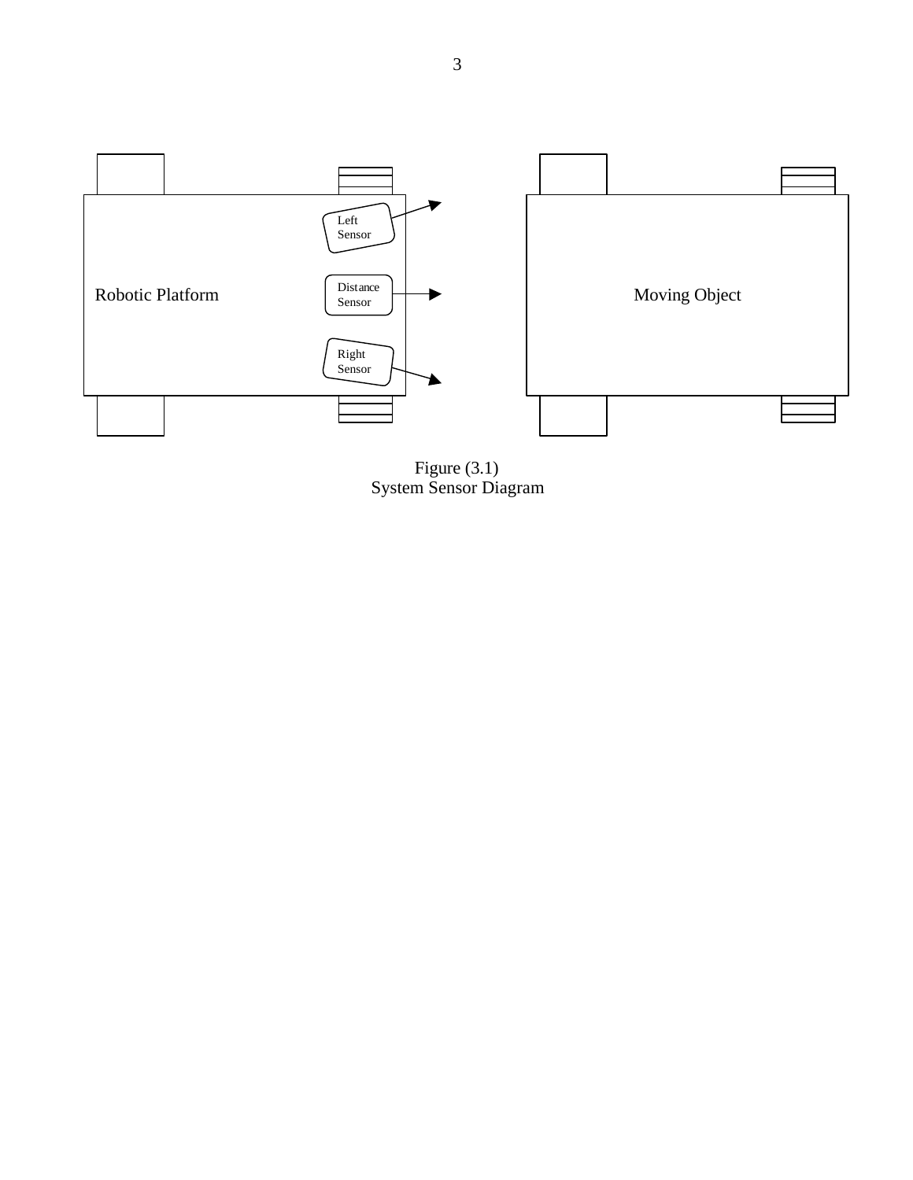Robotic Platform

Left Sensor

Distance Sensor

Right Sensor

Moving Object

Figure (3.1)
System Sensor Diagram